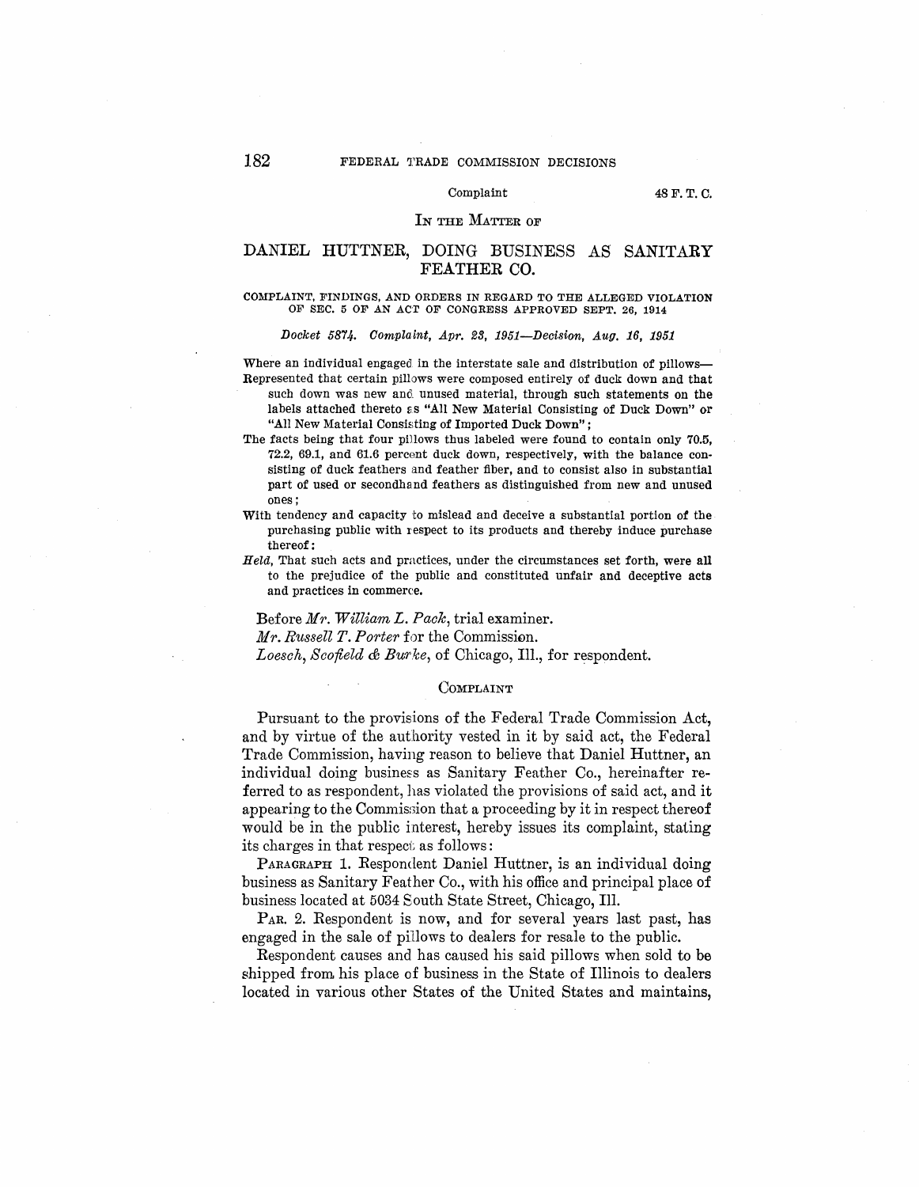IN THE MATTER OF

# DANIEL HUTTNER, DOING BUSINESS AS SANITARY FEATHER CO.

COMPLAINT, FINDINGS, AND ORDERS IN REGARD TO THE ALLEGED VIOLATION OF SEC. 5 OF AN ACT OF CONGRESS APPROVED SEPT. 26, 1914

*Docket 5874. Complaint, Apr. 23, 1951—Decision, Aug. 16, 1951*

Where an individual engaged in the interstate sale and distribution of pillows—

Represented that certain pillows were composed entirely of duck down and that such down was new and unused material, through such statements on the labels attached thereto as "All New Material Consisting of Duck Down" or "All New Material Consisting of Imported Duck Down";

The facts being that four pillows thus labeled were found to contain only 70.5, 72.2, 69.1, and 61.6 percent duck down, respectively, with the balance consisting of duck feathers and feather fiber, and to consist also in substantial part of used or secondhand feathers as distinguished from new and unused ones;

With tendency and capacity to mislead and deceive a substantial portion of the purchasing public with respect to its products and thereby induce purchase thereof:

*Held*, That such acts and practices, under the circumstances set forth, were all to the prejudice of the public and constituted unfair and deceptive acts and practices in commerce.

Before *Mr. William L. Pack*, trial examiner.

*Mr. Russell T. Porter* for the Commission.

*Loesch, Scofield & Burke*, of Chicago, Ill., for respondent.

## COMPLAINT

Pursuant to the provisions of the Federal Trade Commission Act, and by virtue of the authority vested in it by said act, the Federal Trade Commission, having reason to believe that Daniel Huttner, an individual doing business as Sanitary Feather Co., hereinafter referred to as respondent, has violated the provisions of said act, and it appearing to the Commission that a proceeding by it in respect thereof would be in the public interest, hereby issues its complaint, stating its charges in that respect as follows:

PARAGRAPH 1. Respondent Daniel Huttner, is an individual doing business as Sanitary Feather Co., with his office and principal place of business located at 5034 South State Street, Chicago, Ill.

PAR. 2. Respondent is now, and for several years last past, has engaged in the sale of pillows to dealers for resale to the public.

Respondent causes and has caused his said pillows when sold to be shipped from his place of business in the State of Illinois to dealers located in various other States of the United States and maintains,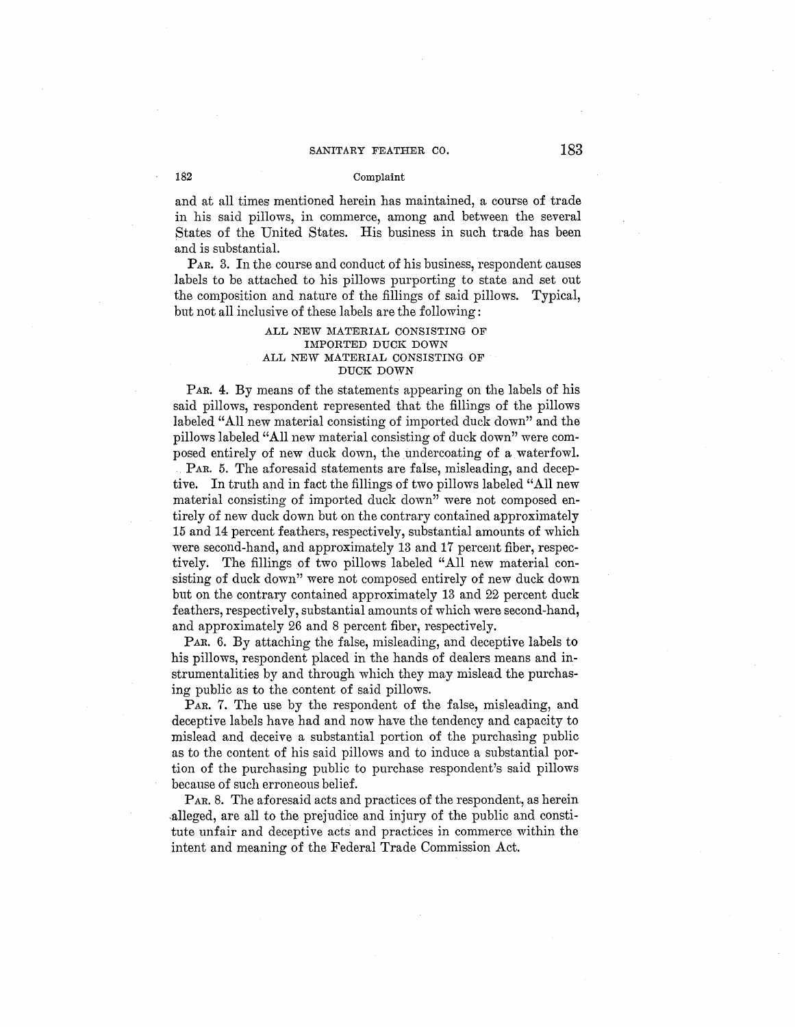and at all times mentioned herein has maintained, a course of trade in his said pillows, in commerce, among and between the several States of the United States. His business in such trade has been and is substantial.

PAR. 3. In the course and conduct of his business, respondent causes labels to be attached to his pillows purporting to state and set out the composition and nature of the fillings of said pillows. Typical, but not all inclusive of these labels are the following:

ALL NEW MATERIAL CONSISTING OF
IMPORTED DUCK DOWN
ALL NEW MATERIAL CONSISTING OF
DUCK DOWN

PAR. 4. By means of the statements appearing on the labels of his said pillows, respondent represented that the fillings of the pillows labeled "All new material consisting of imported duck down" and the pillows labeled "All new material consisting of duck down" were composed entirely of new duck down, the undercoating of a waterfowl.

PAR. 5. The aforesaid statements are false, misleading, and deceptive. In truth and in fact the fillings of two pillows labeled "All new material consisting of imported duck down" were not composed entirely of new duck down but on the contrary contained approximately 15 and 14 percent feathers, respectively, substantial amounts of which were second-hand, and approximately 13 and 17 percent fiber, respectively. The fillings of two pillows labeled "All new material consisting of duck down" were not composed entirely of new duck down but on the contrary contained approximately 13 and 22 percent duck feathers, respectively, substantial amounts of which were second-hand, and approximately 26 and 8 percent fiber, respectively.

PAR. 6. By attaching the false, misleading, and deceptive labels to his pillows, respondent placed in the hands of dealers means and instrumentalities by and through which they may mislead the purchasing public as to the content of said pillows.

PAR. 7. The use by the respondent of the false, misleading, and deceptive labels have had and now have the tendency and capacity to mislead and deceive a substantial portion of the purchasing public as to the content of his said pillows and to induce a substantial portion of the purchasing public to purchase respondent's said pillows because of such erroneous belief.

PAR. 8. The aforesaid acts and practices of the respondent, as herein alleged, are all to the prejudice and injury of the public and constitute unfair and deceptive acts and practices in commerce within the intent and meaning of the Federal Trade Commission Act.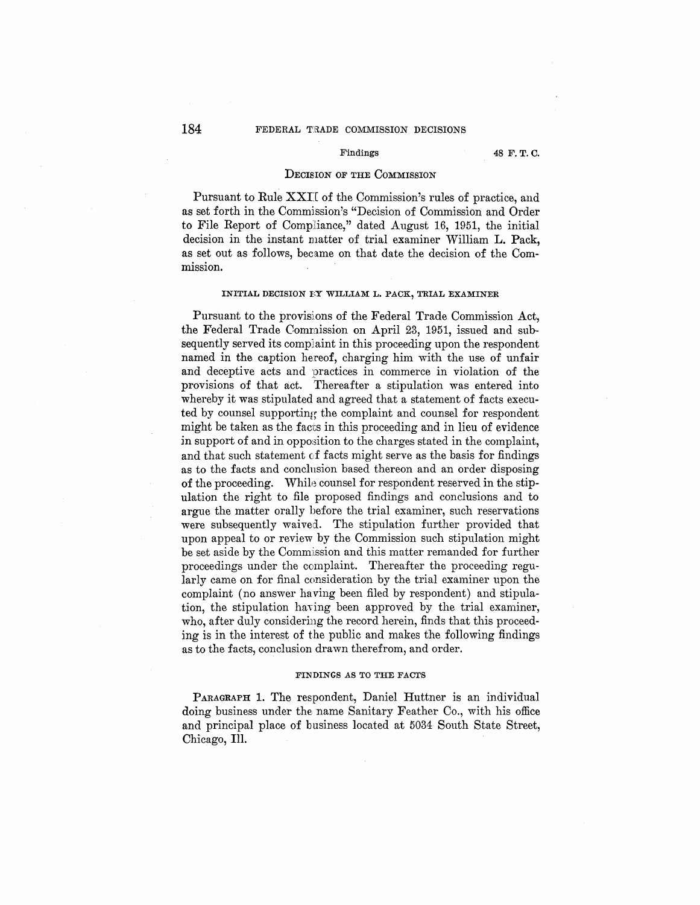## DECISION OF THE COMMISSION

Pursuant to Rule XXII of the Commission's rules of practice, and as set forth in the Commission's "Decision of Commission and Order to File Report of Compliance," dated August 16, 1951, the initial decision in the instant matter of trial examiner William L. Pack, as set out as follows, became on that date the decision of the Commission.

### INITIAL DECISION BY WILLIAM L. PACK, TRIAL EXAMINER

Pursuant to the provisions of the Federal Trade Commission Act, the Federal Trade Commission on April 23, 1951, issued and subsequently served its complaint in this proceeding upon the respondent named in the caption hereof, charging him with the use of unfair and deceptive acts and practices in commerce in violation of the provisions of that act. Thereafter a stipulation was entered into whereby it was stipulated and agreed that a statement of facts executed by counsel supporting the complaint and counsel for respondent might be taken as the facts in this proceeding and in lieu of evidence in support of and in opposition to the charges stated in the complaint, and that such statement of facts might serve as the basis for findings as to the facts and conclusion based thereon and an order disposing of the proceeding. While counsel for respondent reserved in the stipulation the right to file proposed findings and conclusions and to argue the matter orally before the trial examiner, such reservations were subsequently waived. The stipulation further provided that upon appeal to or review by the Commission such stipulation might be set aside by the Commission and this matter remanded for further proceedings under the complaint. Thereafter the proceeding regularly came on for final consideration by the trial examiner upon the complaint (no answer having been filed by respondent) and stipulation, the stipulation having been approved by the trial examiner, who, after duly considering the record herein, finds that this proceeding is in the interest of the public and makes the following findings as to the facts, conclusion drawn therefrom, and order.

### FINDINGS AS TO THE FACTS

PARAGRAPH 1. The respondent, Daniel Huttner is an individual doing business under the name Sanitary Feather Co., with his office and principal place of business located at 5034 South State Street, Chicago, Ill.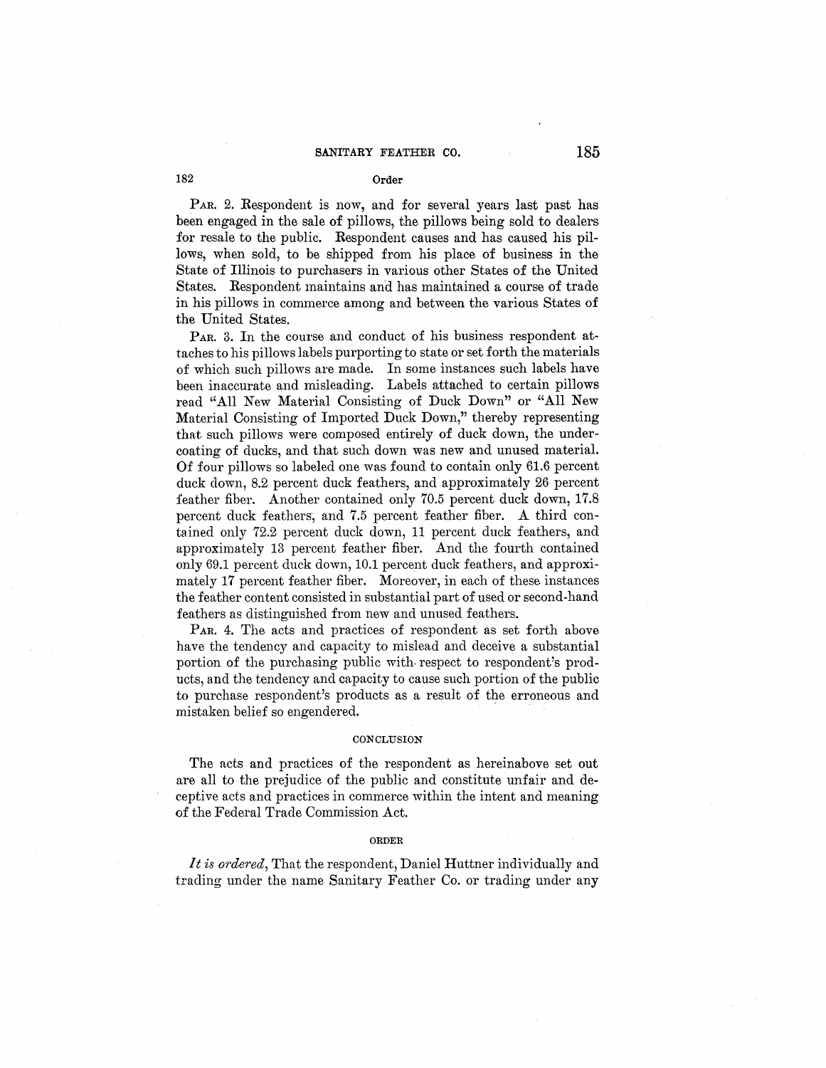PAR. 2. Respondent is now, and for several years last past has been engaged in the sale of pillows, the pillows being sold to dealers for resale to the public. Respondent causes and has caused his pillows, when sold, to be shipped from his place of business in the State of Illinois to purchasers in various other States of the United States. Respondent maintains and has maintained a course of trade in his pillows in commerce among and between the various States of the United States.

PAR. 3. In the course and conduct of his business respondent attaches to his pillows labels purporting to state or set forth the materials of which such pillows are made. In some instances such labels have been inaccurate and misleading. Labels attached to certain pillows read "All New Material Consisting of Duck Down" or "All New Material Consisting of Imported Duck Down," thereby representing that such pillows were composed entirely of duck down, the undercoating of ducks, and that such down was new and unused material. Of four pillows so labeled one was found to contain only 61.6 percent duck down, 8.2 percent duck feathers, and approximately 26 percent feather fiber. Another contained only 70.5 percent duck down, 17.8 percent duck feathers, and 7.5 percent feather fiber. A third contained only 72.2 percent duck down, 11 percent duck feathers, and approximately 13 percent feather fiber. And the fourth contained only 69.1 percent duck down, 10.1 percent duck feathers, and approximately 17 percent feather fiber. Moreover, in each of these instances the feather content consisted in substantial part of used or second-hand feathers as distinguished from new and unused feathers.

PAR. 4. The acts and practices of respondent as set forth above have the tendency and capacity to mislead and deceive a substantial portion of the purchasing public with respect to respondent's products, and the tendency and capacity to cause such portion of the public to purchase respondent's products as a result of the erroneous and mistaken belief so engendered.

## CONCLUSION

The acts and practices of the respondent as hereinabove set out are all to the prejudice of the public and constitute unfair and deceptive acts and practices in commerce within the intent and meaning of the Federal Trade Commission Act.

## ORDER

*It is ordered*, That the respondent, Daniel Huttner individually and trading under the name Sanitary Feather Co. or trading under any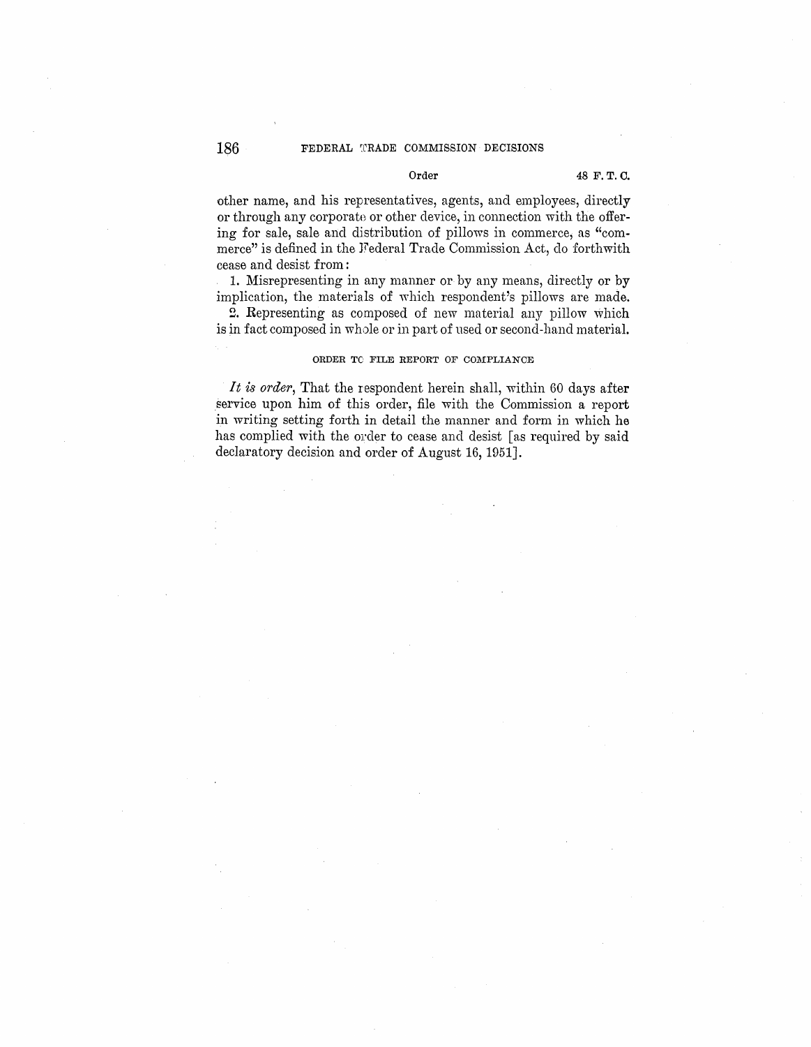other name, and his representatives, agents, and employees, directly or through any corporate or other device, in connection with the offering for sale, sale and distribution of pillows in commerce, as "commerce" is defined in the Federal Trade Commission Act, do forthwith cease and desist from:

1. Misrepresenting in any manner or by any means, directly or by implication, the materials of which respondent's pillows are made.
2. Representing as composed of new material any pillow which is in fact composed in whole or in part of used or second-hand material.

### ORDER TO FILE REPORT OF COMPLIANCE

*It is order*, That the respondent herein shall, within 60 days after service upon him of this order, file with the Commission a report in writing setting forth in detail the manner and form in which he has complied with the order to cease and desist [as required by said declaratory decision and order of August 16, 1951].